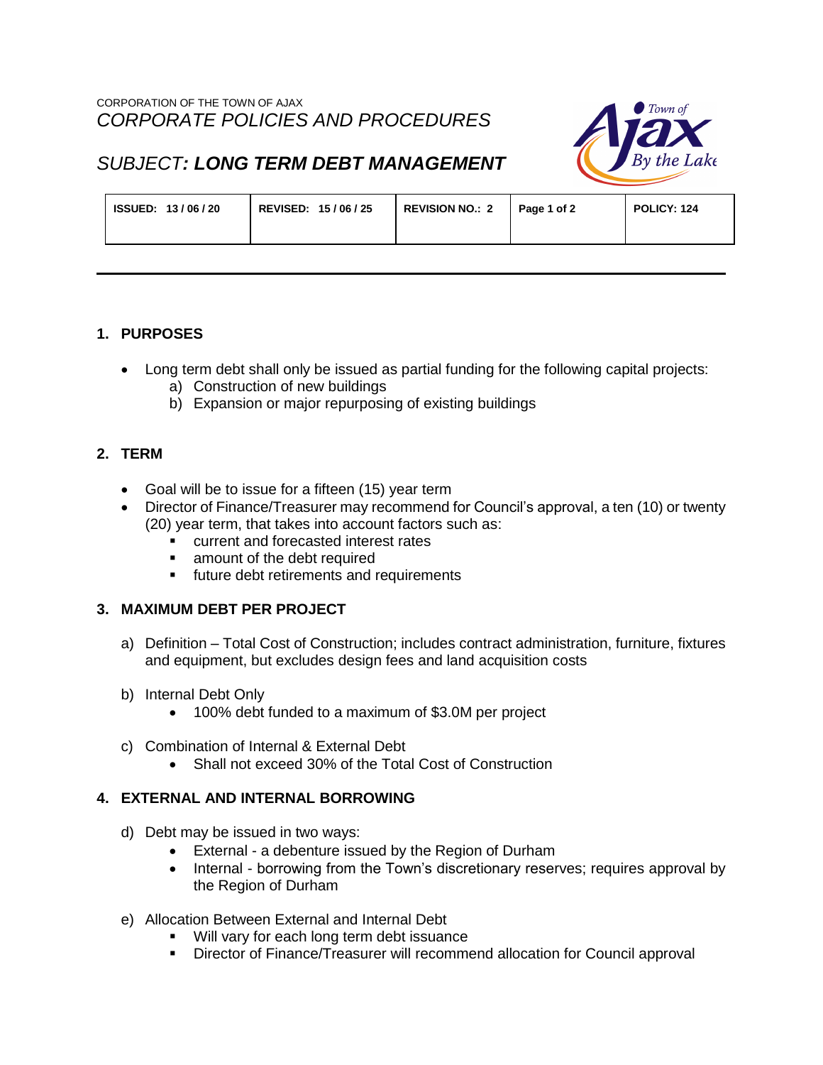CORPORATION OF THE TOWN OF AJAX

*CORPORATE POLICIES AND PROCEDURES*

# *SUBJECT: **LONG TERM DEBT MANAGEMENT***

| ISSUED: 13 / 06 / 20 | REVISED: 15 / 06 / 25 | REVISION NO.: 2 | Page 1 of 2 | POLICY: 124 |
|---|---|---|---|---|

## 1. PURPOSES

- Long term debt shall only be issued as partial funding for the following capital projects:
  a) Construction of new buildings
  b) Expansion or major repurposing of existing buildings

## 2. TERM

- Goal will be to issue for a fifteen (15) year term
- Director of Finance/Treasurer may recommend for Council's approval, a ten (10) or twenty (20) year term, that takes into account factors such as:
  - current and forecasted interest rates
  - amount of the debt required
  - future debt retirements and requirements

## 3. MAXIMUM DEBT PER PROJECT

a) Definition – Total Cost of Construction; includes contract administration, furniture, fixtures and equipment, but excludes design fees and land acquisition costs

b) Internal Debt Only
  - 100% debt funded to a maximum of $3.0M per project

c) Combination of Internal & External Debt
  - Shall not exceed 30% of the Total Cost of Construction

## 4. EXTERNAL AND INTERNAL BORROWING

d) Debt may be issued in two ways:
  - External - a debenture issued by the Region of Durham
  - Internal - borrowing from the Town's discretionary reserves; requires approval by the Region of Durham

e) Allocation Between External and Internal Debt
  - Will vary for each long term debt issuance
  - Director of Finance/Treasurer will recommend allocation for Council approval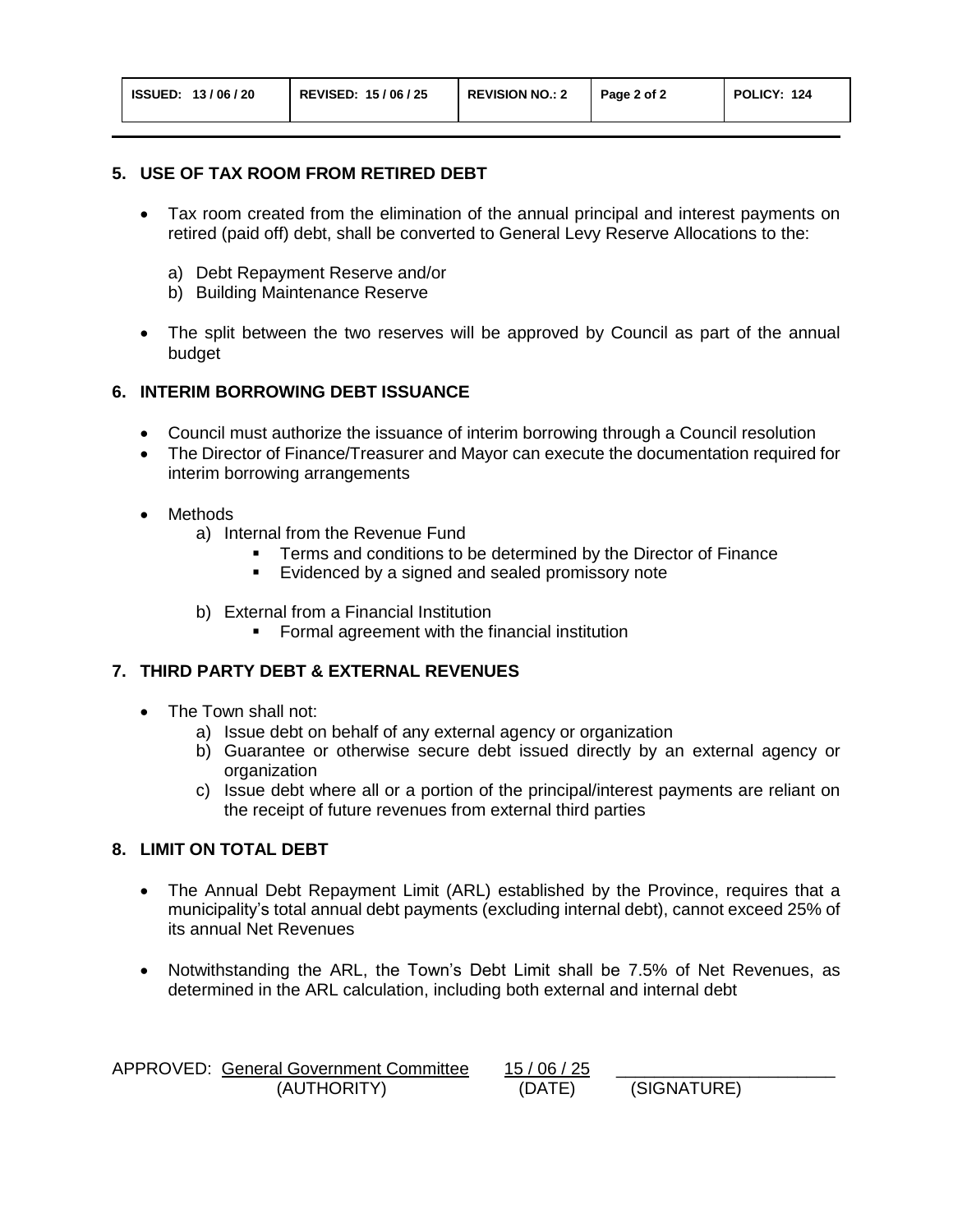## 5. USE OF TAX ROOM FROM RETIRED DEBT

- Tax room created from the elimination of the annual principal and interest payments on retired (paid off) debt, shall be converted to General Levy Reserve Allocations to the:

  a) Debt Repayment Reserve and/or
  b) Building Maintenance Reserve

- The split between the two reserves will be approved by Council as part of the annual budget

## 6. INTERIM BORROWING DEBT ISSUANCE

- Council must authorize the issuance of interim borrowing through a Council resolution
- The Director of Finance/Treasurer and Mayor can execute the documentation required for interim borrowing arrangements

- Methods
  a) Internal from the Revenue Fund
     - Terms and conditions to be determined by the Director of Finance
     - Evidenced by a signed and sealed promissory note

  b) External from a Financial Institution
     - Formal agreement with the financial institution

## 7. THIRD PARTY DEBT & EXTERNAL REVENUES

- The Town shall not:
  a) Issue debt on behalf of any external agency or organization
  b) Guarantee or otherwise secure debt issued directly by an external agency or organization
  c) Issue debt where all or a portion of the principal/interest payments are reliant on the receipt of future revenues from external third parties

## 8. LIMIT ON TOTAL DEBT

- The Annual Debt Repayment Limit (ARL) established by the Province, requires that a municipality's total annual debt payments (excluding internal debt), cannot exceed 25% of its annual Net Revenues

- Notwithstanding the ARL, the Town's Debt Limit shall be 7.5% of Net Revenues, as determined in the ARL calculation, including both external and internal debt

APPROVED: General Government Committee (AUTHORITY) 15 / 06 / 25 (DATE) ______________________ (SIGNATURE)